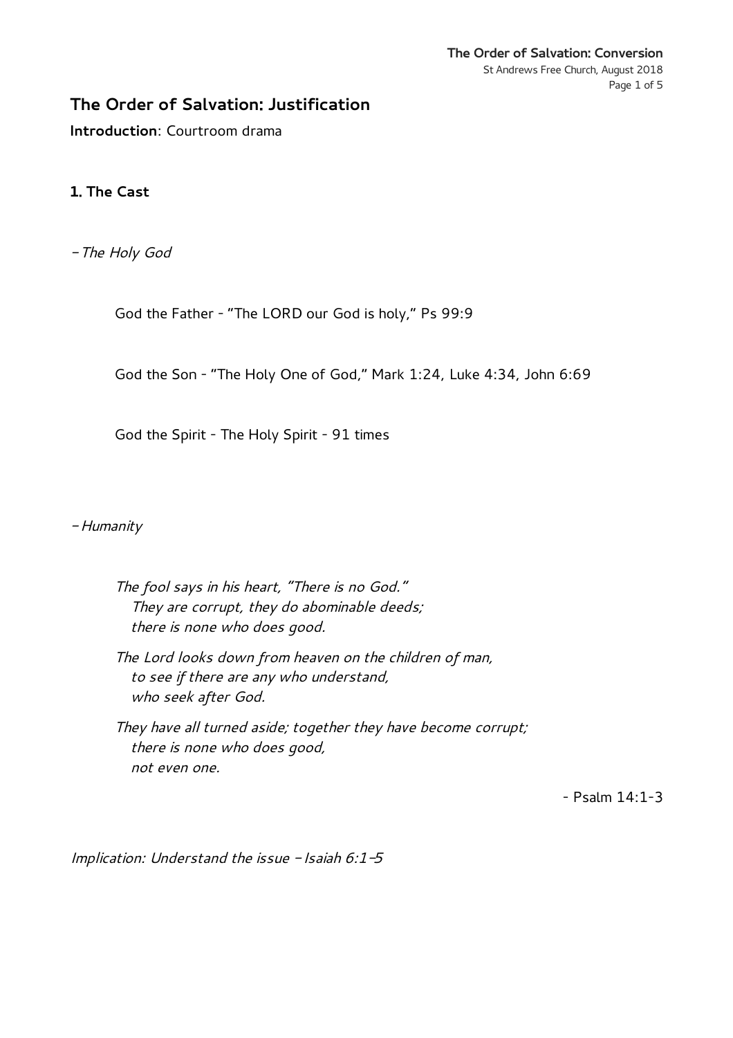# The Order of Salvation: Justification

**Introduction**: Courtroom drama

## 1. The Cast

*– The Holy God*

God the Father - "The LORD our God is holy," Ps 99:9

God the Son - "The Holy One of God," Mark 1:24, Luke 4:34, John 6:69

God the Spirit - The Holy Spirit - 91 times

*– Humanity*

> *The fool says in his heart, "There is no God."*
> *They are corrupt, they do abominable deeds;*
> *there is none who does good.*
>
> *The Lord looks down from heaven on the children of man,*
> *to see if there are any who understand,*
> *who seek after God.*
>
> *They have all turned aside; together they have become corrupt;*
> *there is none who does good,*
> *not even one.*
>
> \- Psalm 14:1-3

*Implication: Understand the issue – Isaiah 6:1–5*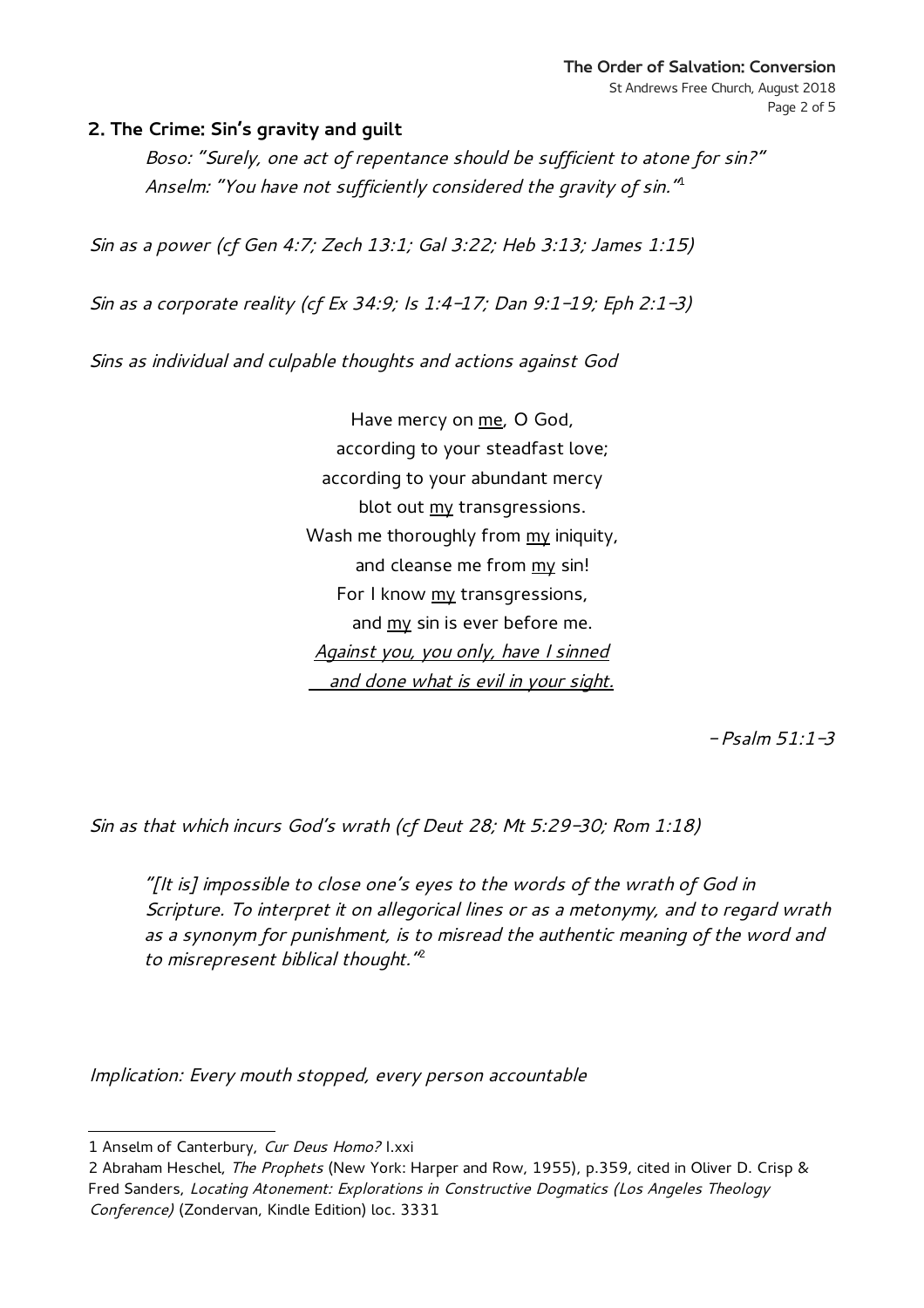## 2. The Crime: Sin's gravity and guilt

> *Boso: "Surely, one act of repentance should be sufficient to atone for sin?"*
> *Anselm: "You have not sufficiently considered the gravity of sin."*[1]

*Sin as a power (cf Gen 4:7; Zech 13:1; Gal 3:22; Heb 3:13; James 1:15)*

*Sin as a corporate reality (cf Ex 34:9; Is 1:4–17; Dan 9:1–19; Eph 2:1–3)*

*Sins as individual and culpable thoughts and actions against God*

> Have mercy on <u>me</u>, O God,
> according to your steadfast love;
> according to your abundant mercy
> blot out <u>my</u> transgressions.
> Wash me thoroughly from <u>my</u> iniquity,
> and cleanse me from <u>my</u> sin!
> For I know <u>my</u> transgressions,
> and <u>my</u> sin is ever before me.
> <u>*Against you, you only, have I sinned*</u>
> <u>*and done what is evil in your sight.*</u>
>
> *– Psalm 51:1–3*

*Sin as that which incurs God's wrath (cf Deut 28; Mt 5:29–30; Rom 1:18)*

> *"[It is] impossible to close one's eyes to the words of the wrath of God in Scripture. To interpret it on allegorical lines or as a metonymy, and to regard wrath as a synonym for punishment, is to misread the authentic meaning of the word and to misrepresent biblical thought."*[2]

*Implication: Every mouth stopped, every person accountable*

---

1 Anselm of Canterbury, *Cur Deus Homo?* I.xxi

2 Abraham Heschel, *The Prophets* (New York: Harper and Row, 1955), p.359, cited in Oliver D. Crisp & Fred Sanders, *Locating Atonement: Explorations in Constructive Dogmatics (Los Angeles Theology Conference)* (Zondervan, Kindle Edition) loc. 3331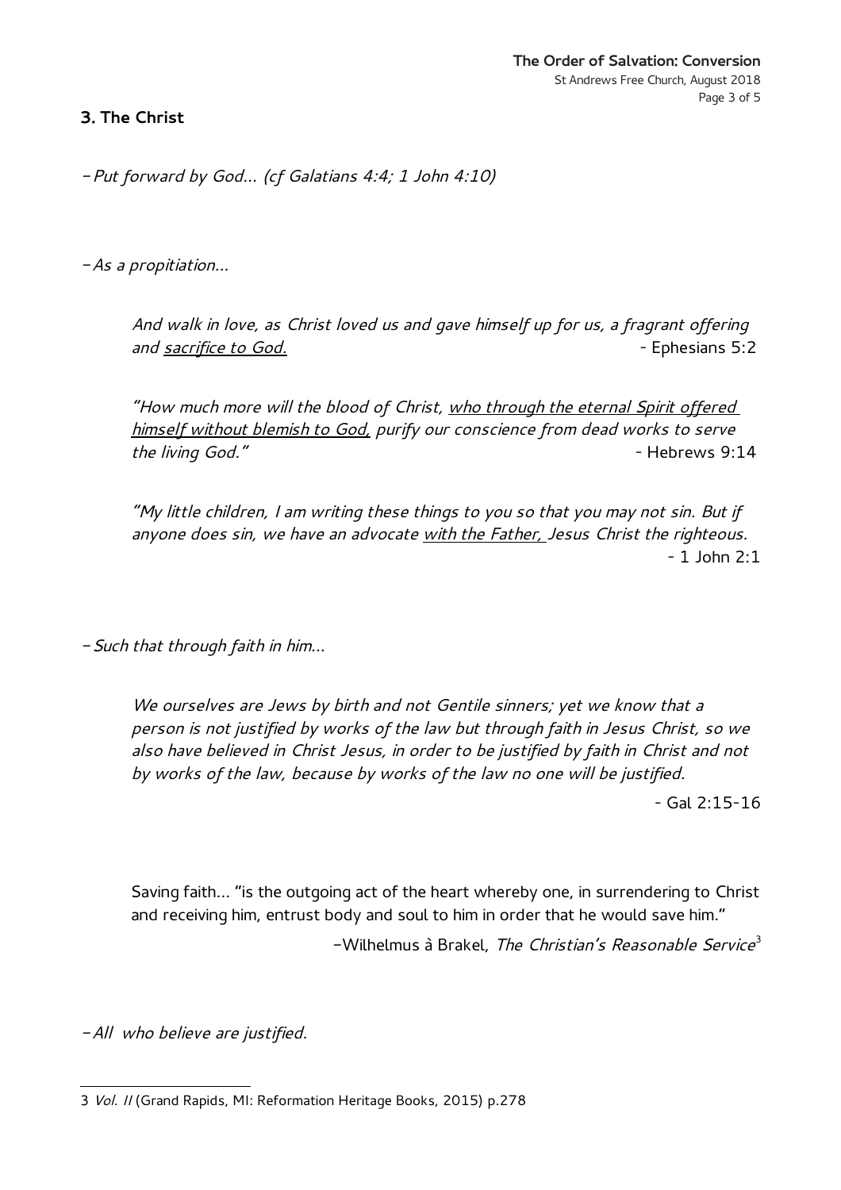### 3. The Christ

*- Put forward by God… (cf Galatians 4:4; 1 John 4:10)*

*- As a propitiation…*

> *And walk in love, as Christ loved us and gave himself up for us, a fragrant offering and <u>sacrifice to God.</u>* - Ephesians 5:2

> *"How much more will the blood of Christ, <u>who through the eternal Spirit offered himself without blemish to God,</u> purify our conscience from dead works to serve the living God."* - Hebrews 9:14

> *"My little children, I am writing these things to you so that you may not sin. But if anyone does sin, we have an advocate <u>with the Father,</u> Jesus Christ the righteous.*
> - 1 John 2:1

*- Such that through faith in him…*

> *We ourselves are Jews by birth and not Gentile sinners; yet we know that a person is not justified by works of the law but through faith in Jesus Christ, so we also have believed in Christ Jesus, in order to be justified by faith in Christ and not by works of the law, because by works of the law no one will be justified.*
>
> - Gal 2:15-16

> Saving faith… "is the outgoing act of the heart whereby one, in surrendering to Christ and receiving him, entrust body and soul to him in order that he would save him."
>
> –Wilhelmus à Brakel, *The Christian's Reasonable Service*[3]

*- All who believe are justified.*

---

3 *Vol. II* (Grand Rapids, MI: Reformation Heritage Books, 2015) p.278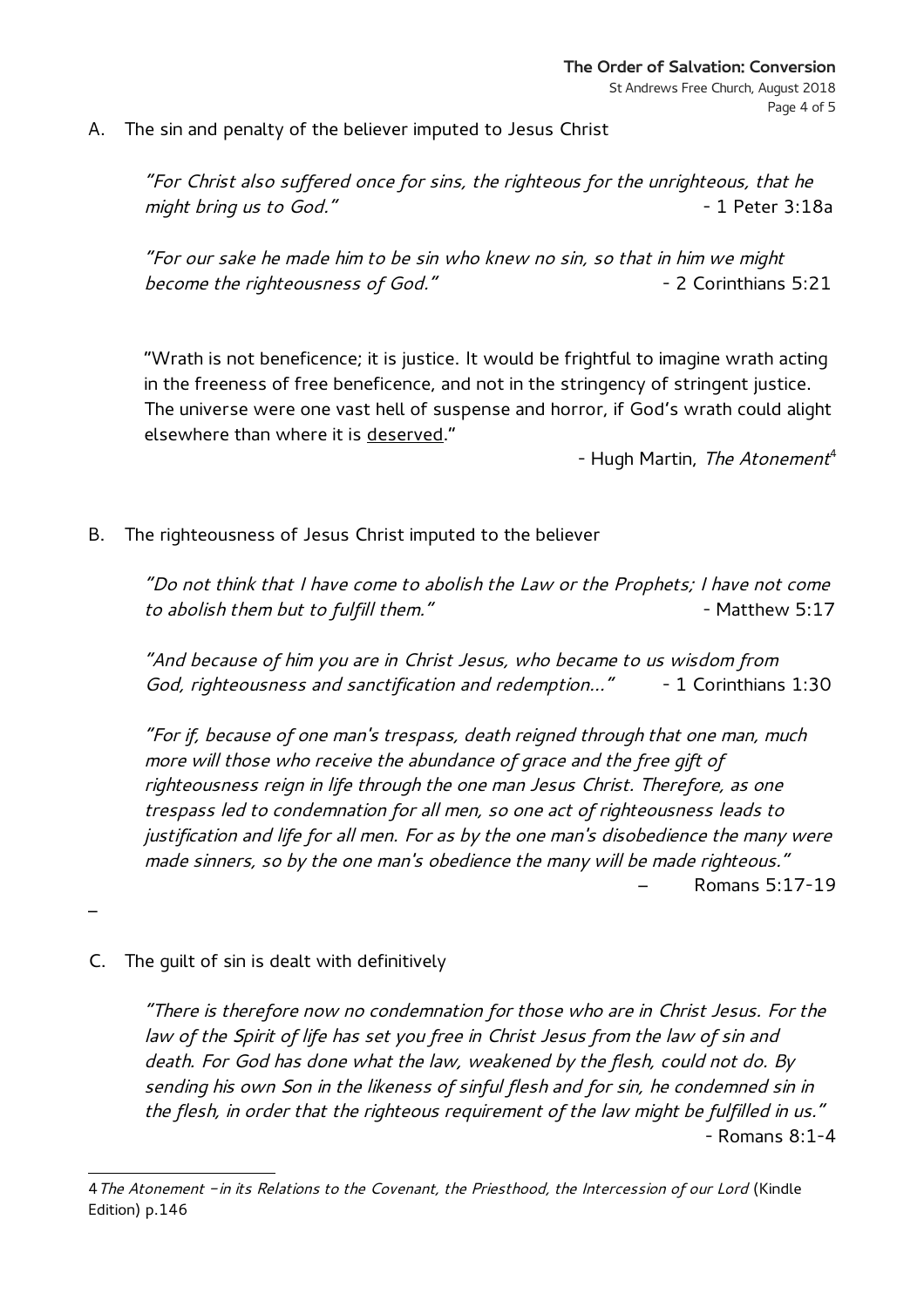A. The sin and penalty of the believer imputed to Jesus Christ

> *"For Christ also suffered once for sins, the righteous for the unrighteous, that he might bring us to God."* - 1 Peter 3:18a

> *"For our sake he made him to be sin who knew no sin, so that in him we might become the righteousness of God."* - 2 Corinthians 5:21

> "Wrath is not beneficence; it is justice. It would be frightful to imagine wrath acting in the freeness of free beneficence, and not in the stringency of stringent justice. The universe were one vast hell of suspense and horror, if God's wrath could alight elsewhere than where it is <u>deserved</u>."
>
> - Hugh Martin, *The Atonement*[4]

B. The righteousness of Jesus Christ imputed to the believer

> *"Do not think that I have come to abolish the Law or the Prophets; I have not come to abolish them but to fulfill them."* - Matthew 5:17

> *"And because of him you are in Christ Jesus, who became to us wisdom from God, righteousness and sanctification and redemption…"* - 1 Corinthians 1:30

> *"For if, because of one man's trespass, death reigned through that one man, much more will those who receive the abundance of grace and the free gift of righteousness reign in life through the one man Jesus Christ. Therefore, as one trespass led to condemnation for all men, so one act of righteousness leads to justification and life for all men. For as by the one man's disobedience the many were made sinners, so by the one man's obedience the many will be made righteous."*
>
> – Romans 5:17-19

–

C. The guilt of sin is dealt with definitively

> *"There is therefore now no condemnation for those who are in Christ Jesus. For the law of the Spirit of life has set you free in Christ Jesus from the law of sin and death. For God has done what the law, weakened by the flesh, could not do. By sending his own Son in the likeness of sinful flesh and for sin, he condemned sin in the flesh, in order that the righteous requirement of the law might be fulfilled in us."*
>
> - Romans 8:1-4

---

4 *The Atonement –in its Relations to the Covenant, the Priesthood, the Intercession of our Lord* (Kindle Edition) p.146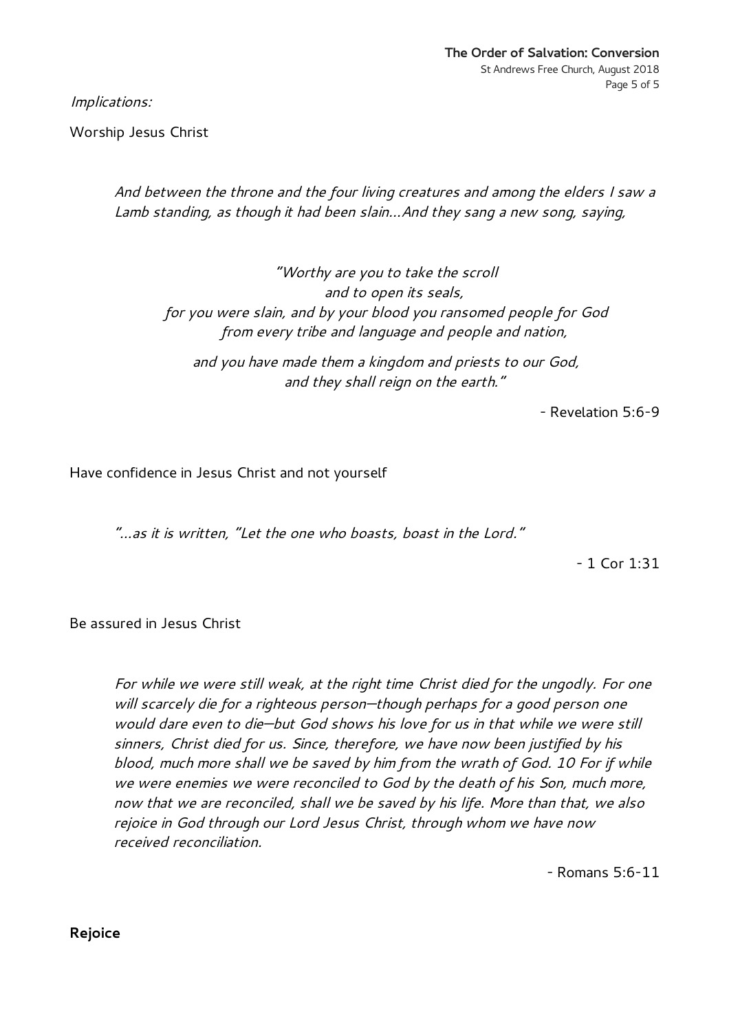*Implications:*

Worship Jesus Christ

> *And between the throne and the four living creatures and among the elders I saw a Lamb standing, as though it had been slain…And they sang a new song, saying,*
>
> *"Worthy are you to take the scroll*
> *and to open its seals,*
> *for you were slain, and by your blood you ransomed people for God*
> *from every tribe and language and people and nation,*
>
> *and you have made them a kingdom and priests to our God,*
> *and they shall reign on the earth."*
>
> - Revelation 5:6-9

Have confidence in Jesus Christ and not yourself

> *"…as it is written, "Let the one who boasts, boast in the Lord."*
>
> - 1 Cor 1:31

Be assured in Jesus Christ

> *For while we were still weak, at the right time Christ died for the ungodly. For one will scarcely die for a righteous person—though perhaps for a good person one would dare even to die—but God shows his love for us in that while we were still sinners, Christ died for us. Since, therefore, we have now been justified by his blood, much more shall we be saved by him from the wrath of God. 10 For if while we were enemies we were reconciled to God by the death of his Son, much more, now that we are reconciled, shall we be saved by his life. More than that, we also rejoice in God through our Lord Jesus Christ, through whom we have now received reconciliation.*
>
> - Romans 5:6-11

**Rejoice**